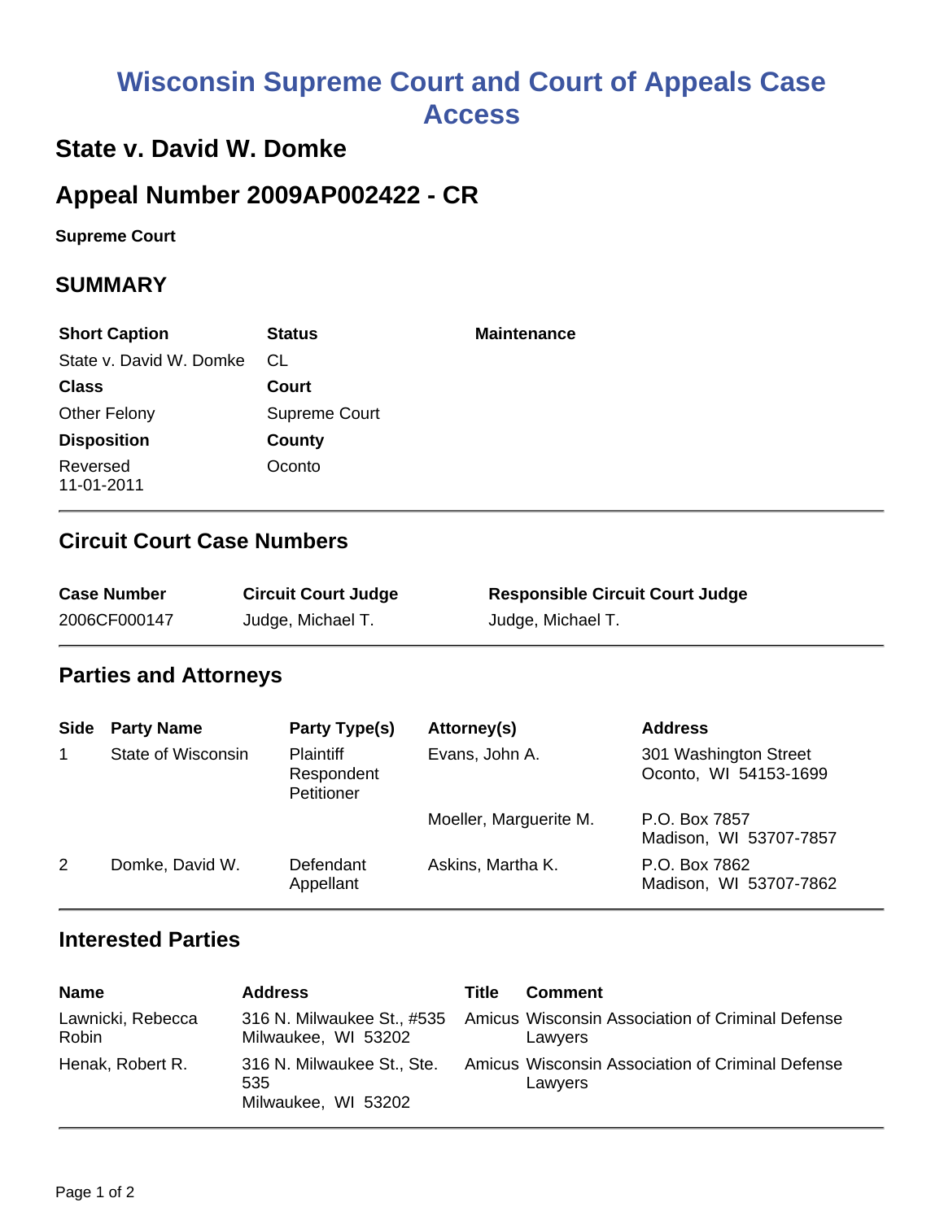# Wisconsin Supreme Court and Court of Appeals Case Access

## State v. David W. Domke

## Appeal Number 2009AP002422 - CR

**Supreme Court**

## SUMMARY

| Short Caption | Status | Maintenance |
|---|---|---|
| State v. David W. Domke | CL | |
| **Class** | **Court** | |
| Other Felony | Supreme Court | |
| **Disposition** | **County** | |
| Reversed 11-01-2011 | Oconto | |

### Circuit Court Case Numbers

| Case Number | Circuit Court Judge | Responsible Circuit Court Judge |
|---|---|---|
| 2006CF000147 | Judge, Michael T. | Judge, Michael T. |

### Parties and Attorneys

| Side | Party Name | Party Type(s) | Attorney(s) | Address |
|---|---|---|---|---|
| 1 | State of Wisconsin | Plaintiff Respondent Petitioner | Evans, John A. | 301 Washington Street Oconto, WI 54153-1699 |
| | | | Moeller, Marguerite M. | P.O. Box 7857 Madison, WI 53707-7857 |
| 2 | Domke, David W. | Defendant Appellant | Askins, Martha K. | P.O. Box 7862 Madison, WI 53707-7862 |

### Interested Parties

| Name | Address | Title | Comment |
|---|---|---|---|
| Lawnicki, Rebecca Robin | 316 N. Milwaukee St., #535 Milwaukee, WI 53202 | Amicus | Wisconsin Association of Criminal Defense Lawyers |
| Henak, Robert R. | 316 N. Milwaukee St., Ste. 535 Milwaukee, WI 53202 | Amicus | Wisconsin Association of Criminal Defense Lawyers |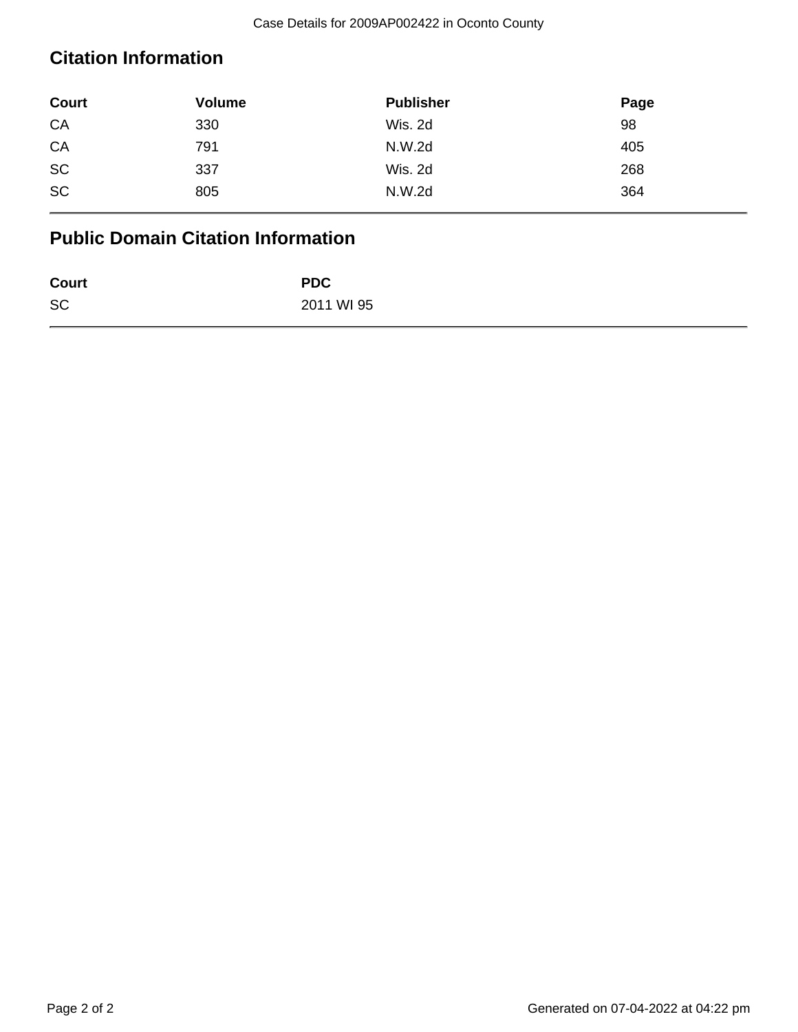## Citation Information

| Court | Volume | Publisher | Page |
|---|---|---|---|
| CA | 330 | Wis. 2d | 98 |
| CA | 791 | N.W.2d | 405 |
| SC | 337 | Wis. 2d | 268 |
| SC | 805 | N.W.2d | 364 |

## Public Domain Citation Information

| Court | PDC |
|---|---|
| SC | 2011 WI 95 |